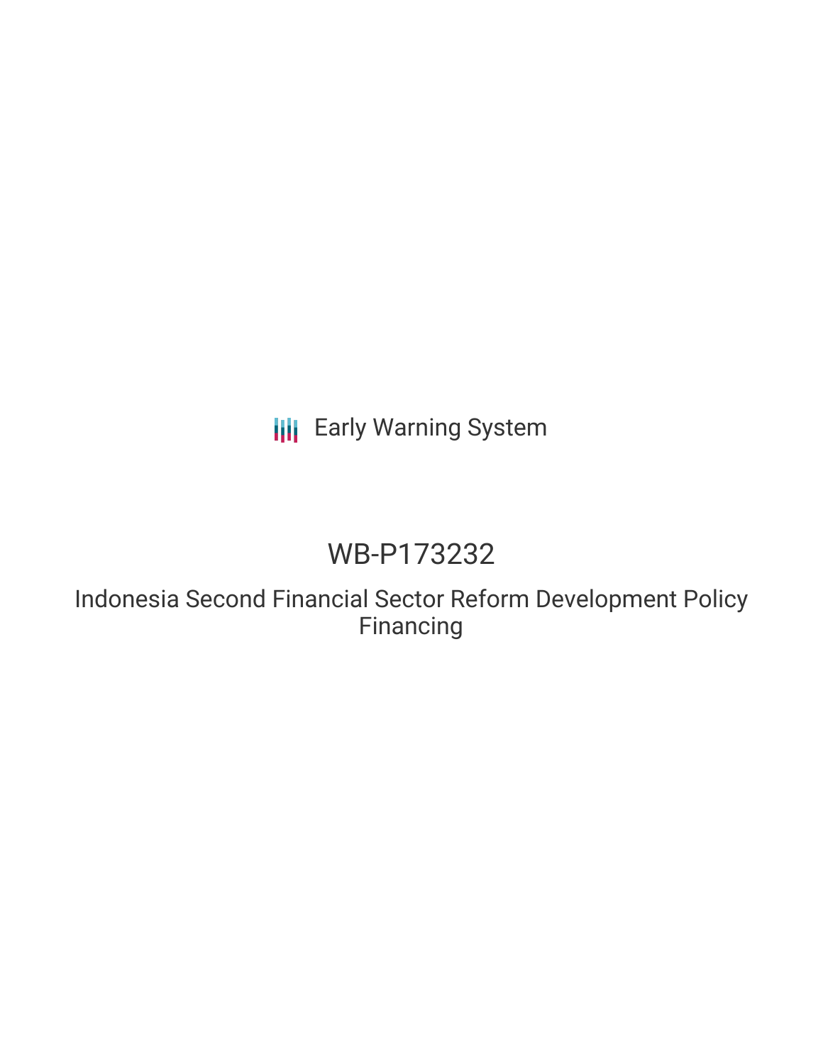Early Warning System

# WB-P173232

## Indonesia Second Financial Sector Reform Development Policy Financing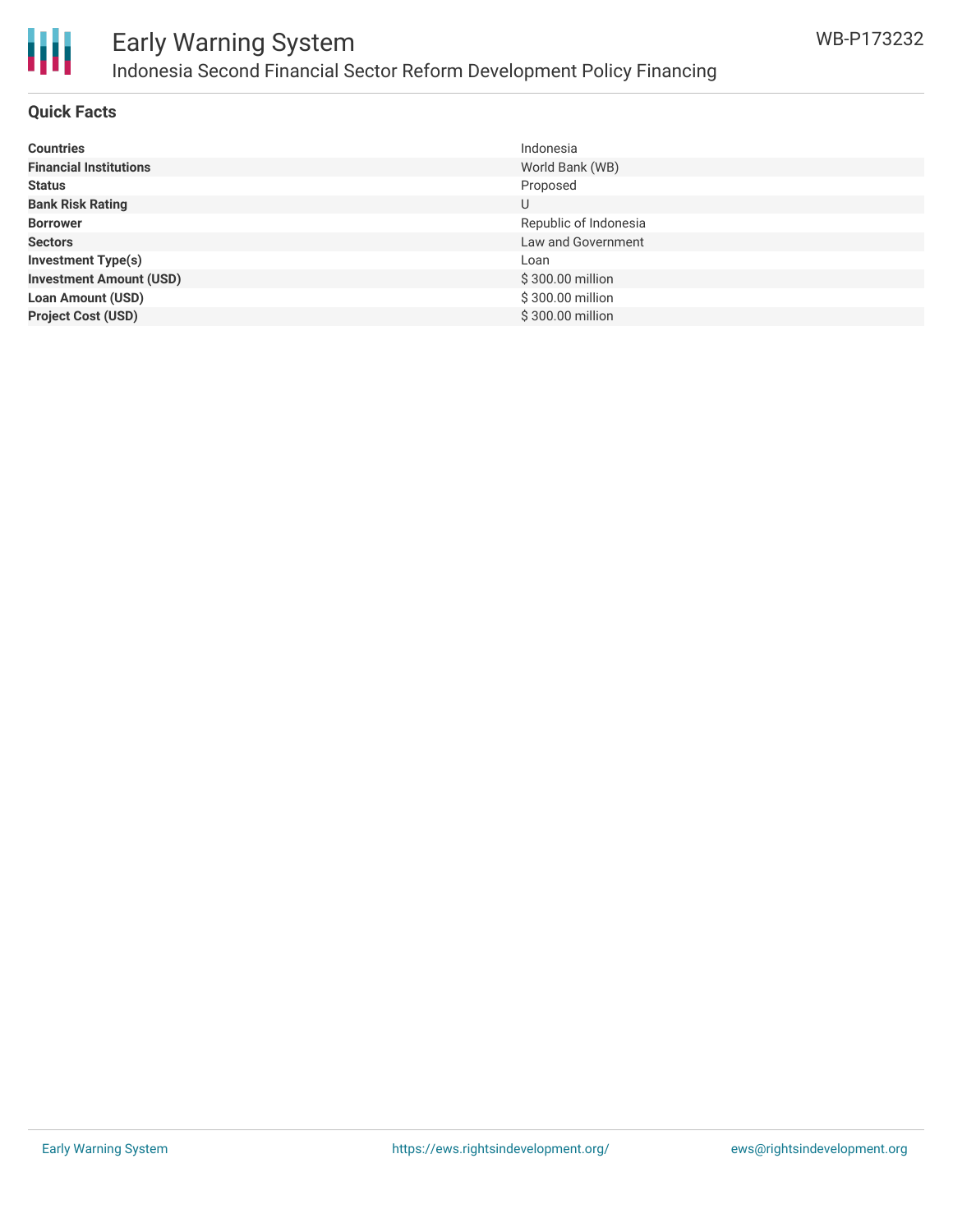## Quick Facts

| | |
|---|---|
| **Countries** | Indonesia |
| **Financial Institutions** | World Bank (WB) |
| **Status** | Proposed |
| **Bank Risk Rating** | U |
| **Borrower** | Republic of Indonesia |
| **Sectors** | Law and Government |
| **Investment Type(s)** | Loan |
| **Investment Amount (USD)** | $ 300.00 million |
| **Loan Amount (USD)** | $ 300.00 million |
| **Project Cost (USD)** | $ 300.00 million |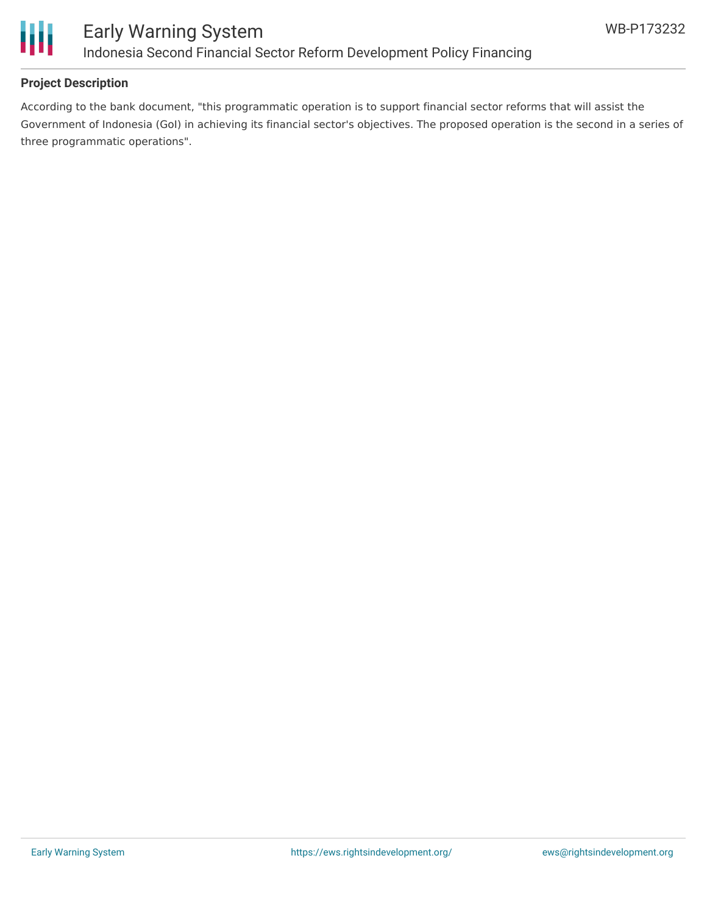## Project Description

According to the bank document, "this programmatic operation is to support financial sector reforms that will assist the Government of Indonesia (GoI) in achieving its financial sector's objectives. The proposed operation is the second in a series of three programmatic operations".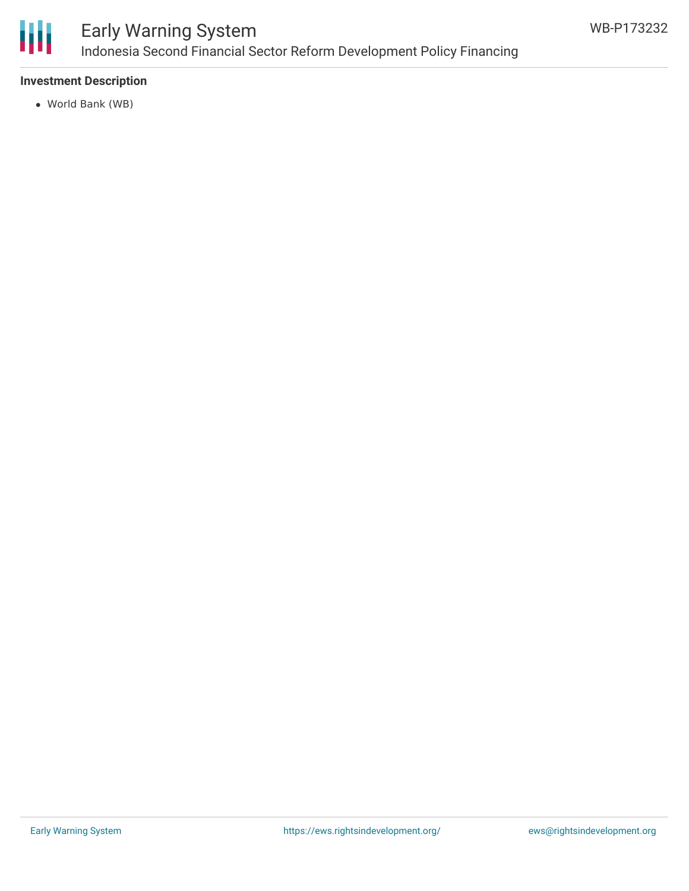**Investment Description**

- World Bank (WB)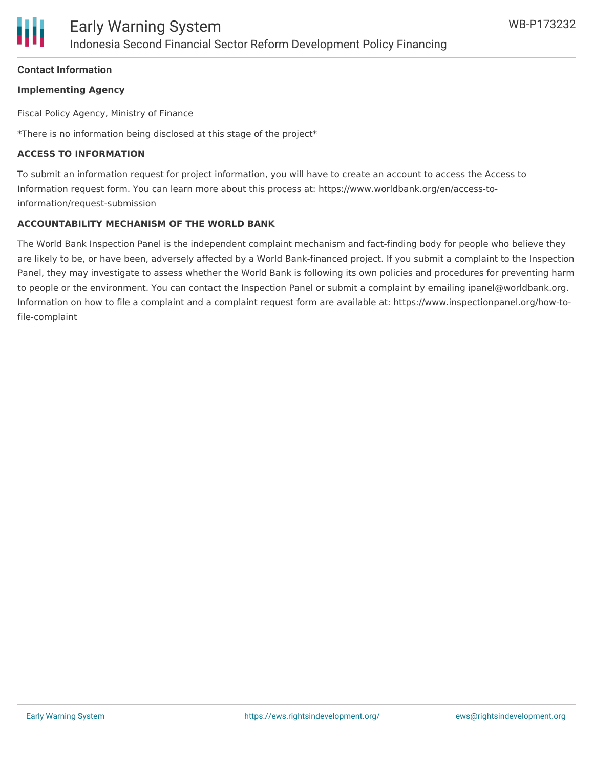## Contact Information

### Implementing Agency

Fiscal Policy Agency, Ministry of Finance

*There is no information being disclosed at this stage of the project*

### ACCESS TO INFORMATION

To submit an information request for project information, you will have to create an account to access the Access to Information request form. You can learn more about this process at: https://www.worldbank.org/en/access-to-information/request-submission

### ACCOUNTABILITY MECHANISM OF THE WORLD BANK

The World Bank Inspection Panel is the independent complaint mechanism and fact-finding body for people who believe they are likely to be, or have been, adversely affected by a World Bank-financed project. If you submit a complaint to the Inspection Panel, they may investigate to assess whether the World Bank is following its own policies and procedures for preventing harm to people or the environment. You can contact the Inspection Panel or submit a complaint by emailing ipanel@worldbank.org. Information on how to file a complaint and a complaint request form are available at: https://www.inspectionpanel.org/how-to-file-complaint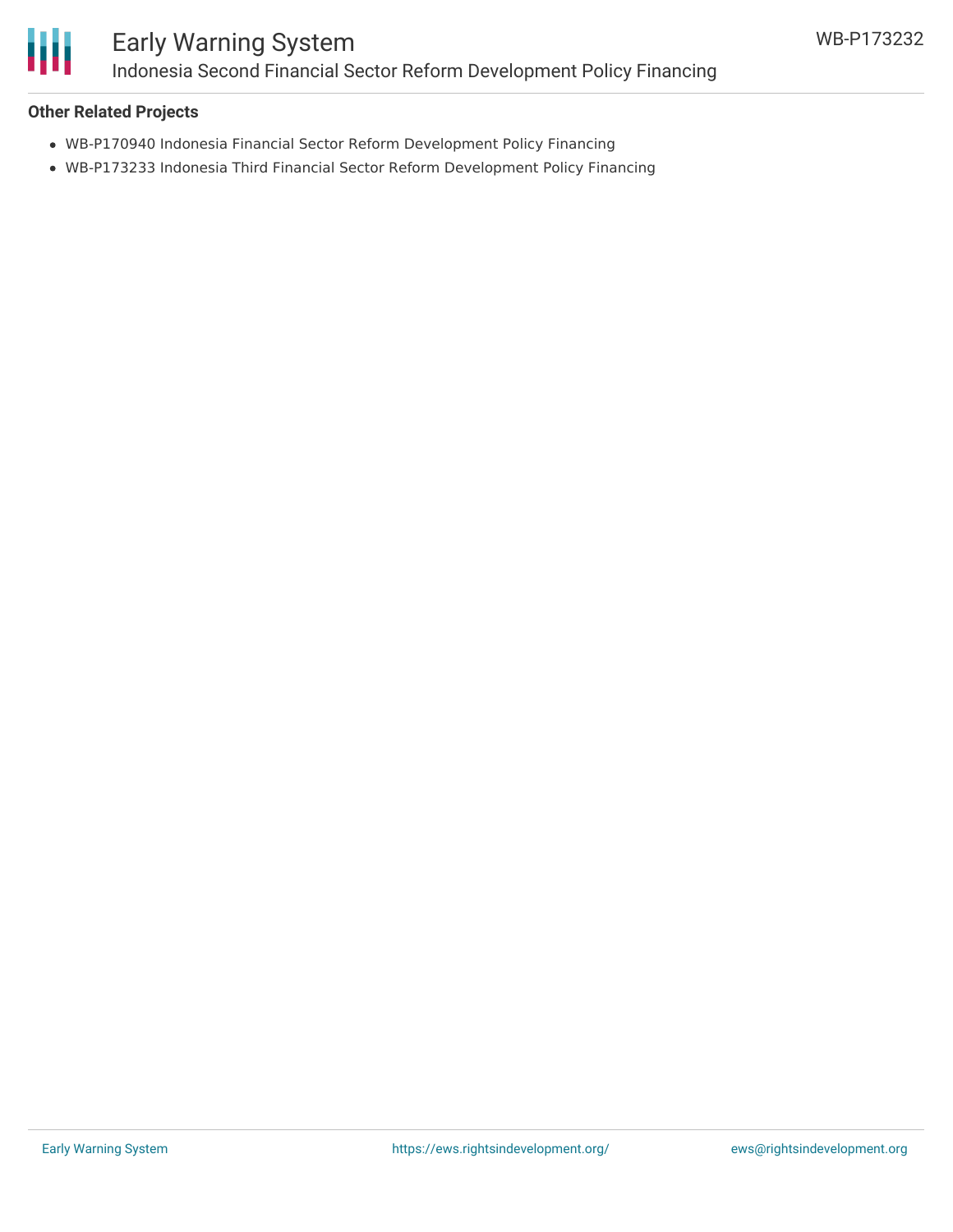### Other Related Projects

- WB-P170940 Indonesia Financial Sector Reform Development Policy Financing
- WB-P173233 Indonesia Third Financial Sector Reform Development Policy Financing